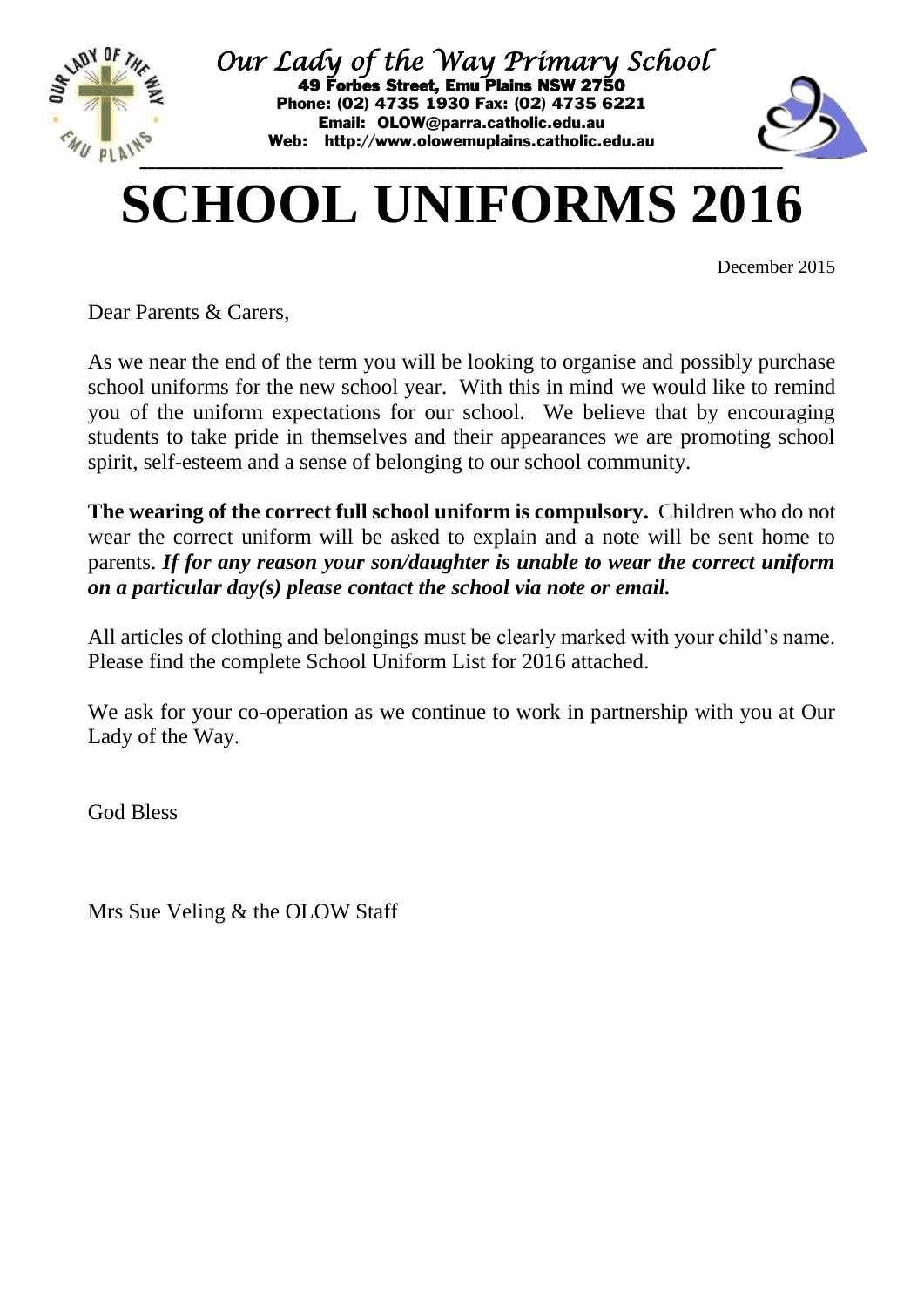*Our Lady of the Way Primary School*
**49 Forbes Street, Emu Plains NSW 2750**
**Phone: (02) 4735 1930 Fax: (02) 4735 6221**
**Email: OLOW@parra.catholic.edu.au**
**Web: http://www.olowemuplains.catholic.edu.au**

# SCHOOL UNIFORMS 2016

December 2015

Dear Parents & Carers,

As we near the end of the term you will be looking to organise and possibly purchase school uniforms for the new school year. With this in mind we would like to remind you of the uniform expectations for our school. We believe that by encouraging students to take pride in themselves and their appearances we are promoting school spirit, self-esteem and a sense of belonging to our school community.

**The wearing of the correct full school uniform is compulsory.** Children who do not wear the correct uniform will be asked to explain and a note will be sent home to parents. ***If for any reason your son/daughter is unable to wear the correct uniform on a particular day(s) please contact the school via note or email.***

All articles of clothing and belongings must be clearly marked with your child's name. Please find the complete School Uniform List for 2016 attached.

We ask for your co-operation as we continue to work in partnership with you at Our Lady of the Way.

God Bless

Mrs Sue Veling & the OLOW Staff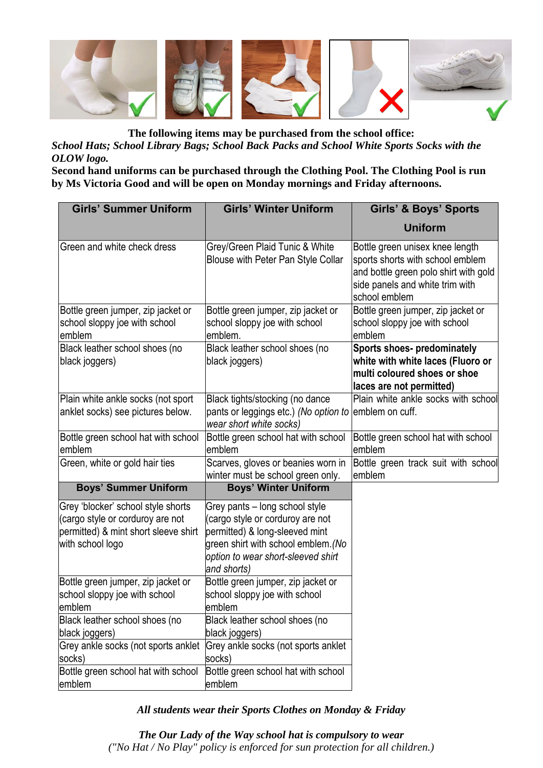**The following items may be purchased from the school office:**
***School Hats; School Library Bags; School Back Packs and School White Sports Socks with the OLOW logo.***
**Second hand uniforms can be purchased through the Clothing Pool. The Clothing Pool is run by Ms Victoria Good and will be open on Monday mornings and Friday afternoons.**

| Girls' Summer Uniform | Girls' Winter Uniform | Girls' & Boys' Sports Uniform |
|---|---|---|
| Green and white check dress | Grey/Green Plaid Tunic & White Blouse with Peter Pan Style Collar | Bottle green unisex knee length sports shorts with school emblem and bottle green polo shirt with gold side panels and white trim with school emblem |
| Bottle green jumper, zip jacket or school sloppy joe with school emblem | Bottle green jumper, zip jacket or school sloppy joe with school emblem. | Bottle green jumper, zip jacket or school sloppy joe with school emblem |
| Black leather school shoes (no black joggers) | Black leather school shoes (no black joggers) | **Sports shoes- predominately white with white laces (Fluoro or multi coloured shoes or shoe laces are not permitted)** |
| Plain white ankle socks (not sport anklet socks) see pictures below. | Black tights/stocking (no dance pants or leggings etc.) *(No option to wear short white socks)* | Plain white ankle socks with school emblem on cuff. |
| Bottle green school hat with school emblem | Bottle green school hat with school emblem | Bottle green school hat with school emblem |
| Green, white or gold hair ties | Scarves, gloves or beanies worn in winter must be school green only. | Bottle green track suit with school emblem |
| **Boys' Summer Uniform** | **Boys' Winter Uniform** | |
| Grey 'blocker' school style shorts (cargo style or corduroy are not permitted) & mint short sleeve shirt with school logo | Grey pants – long school style (cargo style or corduroy are not permitted) & long-sleeved mint green shirt with school emblem. *(No option to wear short-sleeved shirt and shorts)* | |
| Bottle green jumper, zip jacket or school sloppy joe with school emblem | Bottle green jumper, zip jacket or school sloppy joe with school emblem | |
| Black leather school shoes (no black joggers) | Black leather school shoes (no black joggers) | |
| Grey ankle socks (not sports anklet socks) | Grey ankle socks (not sports anklet socks) | |
| Bottle green school hat with school emblem | Bottle green school hat with school emblem | |

***All students wear their Sports Clothes on Monday & Friday***

***The Our Lady of the Way school hat is compulsory to wear***
*("No Hat / No Play" policy is enforced for sun protection for all children.)*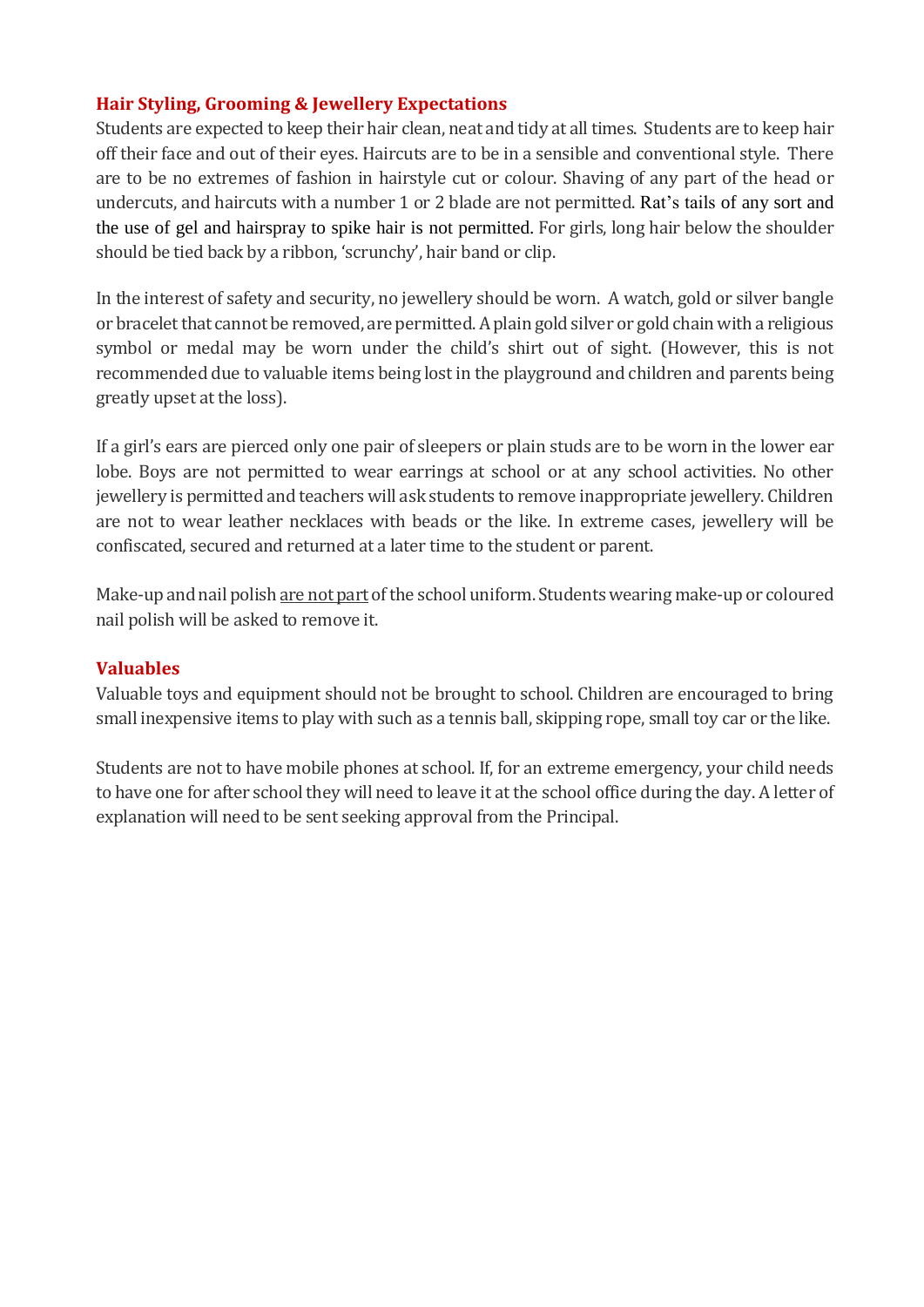## Hair Styling, Grooming & Jewellery Expectations

Students are expected to keep their hair clean, neat and tidy at all times. Students are to keep hair off their face and out of their eyes. Haircuts are to be in a sensible and conventional style. There are to be no extremes of fashion in hairstyle cut or colour. Shaving of any part of the head or undercuts, and haircuts with a number 1 or 2 blade are not permitted. Rat's tails of any sort and the use of gel and hairspray to spike hair is not permitted. For girls, long hair below the shoulder should be tied back by a ribbon, 'scrunchy', hair band or clip.

In the interest of safety and security, no jewellery should be worn. A watch, gold or silver bangle or bracelet that cannot be removed, are permitted. A plain gold silver or gold chain with a religious symbol or medal may be worn under the child's shirt out of sight. (However, this is not recommended due to valuable items being lost in the playground and children and parents being greatly upset at the loss).

If a girl's ears are pierced only one pair of sleepers or plain studs are to be worn in the lower ear lobe. Boys are not permitted to wear earrings at school or at any school activities. No other jewellery is permitted and teachers will ask students to remove inappropriate jewellery. Children are not to wear leather necklaces with beads or the like. In extreme cases, jewellery will be confiscated, secured and returned at a later time to the student or parent.

Make-up and nail polish <u>are not part</u> of the school uniform. Students wearing make-up or coloured nail polish will be asked to remove it.

## Valuables

Valuable toys and equipment should not be brought to school. Children are encouraged to bring small inexpensive items to play with such as a tennis ball, skipping rope, small toy car or the like.

Students are not to have mobile phones at school. If, for an extreme emergency, your child needs to have one for after school they will need to leave it at the school office during the day. A letter of explanation will need to be sent seeking approval from the Principal.